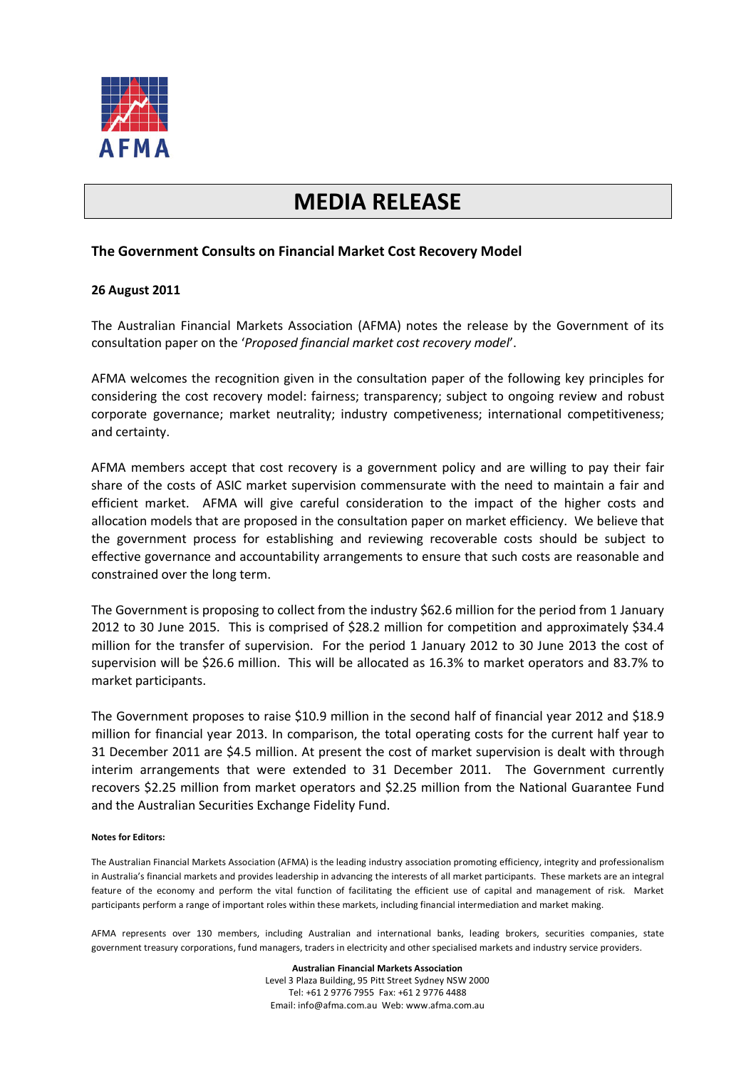AFMA

# MEDIA RELEASE

## The Government Consults on Financial Market Cost Recovery Model

**26 August 2011**

The Australian Financial Markets Association (AFMA) notes the release by the Government of its consultation paper on the '*Proposed financial market cost recovery model*'.

AFMA welcomes the recognition given in the consultation paper of the following key principles for considering the cost recovery model: fairness; transparency; subject to ongoing review and robust corporate governance; market neutrality; industry competiveness; international competitiveness; and certainty.

AFMA members accept that cost recovery is a government policy and are willing to pay their fair share of the costs of ASIC market supervision commensurate with the need to maintain a fair and efficient market. AFMA will give careful consideration to the impact of the higher costs and allocation models that are proposed in the consultation paper on market efficiency. We believe that the government process for establishing and reviewing recoverable costs should be subject to effective governance and accountability arrangements to ensure that such costs are reasonable and constrained over the long term.

The Government is proposing to collect from the industry $62.6 million for the period from 1 January 2012 to 30 June 2015. This is comprised of $28.2 million for competition and approximately $34.4 million for the transfer of supervision. For the period 1 January 2012 to 30 June 2013 the cost of supervision will be $26.6 million. This will be allocated as 16.3% to market operators and 83.7% to market participants.

The Government proposes to raise $10.9 million in the second half of financial year 2012 and $18.9 million for financial year 2013. In comparison, the total operating costs for the current half year to 31 December 2011 are $4.5 million. At present the cost of market supervision is dealt with through interim arrangements that were extended to 31 December 2011. The Government currently recovers $2.25 million from market operators and $2.25 million from the National Guarantee Fund and the Australian Securities Exchange Fidelity Fund.

**Notes for Editors:**

The Australian Financial Markets Association (AFMA) is the leading industry association promoting efficiency, integrity and professionalism in Australia's financial markets and provides leadership in advancing the interests of all market participants. These markets are an integral feature of the economy and perform the vital function of facilitating the efficient use of capital and management of risk. Market participants perform a range of important roles within these markets, including financial intermediation and market making.

AFMA represents over 130 members, including Australian and international banks, leading brokers, securities companies, state government treasury corporations, fund managers, traders in electricity and other specialised markets and industry service providers.

**Australian Financial Markets Association**
Level 3 Plaza Building, 95 Pitt Street Sydney NSW 2000
Tel: +61 2 9776 7955 Fax: +61 2 9776 4488
Email: info@afma.com.au Web: www.afma.com.au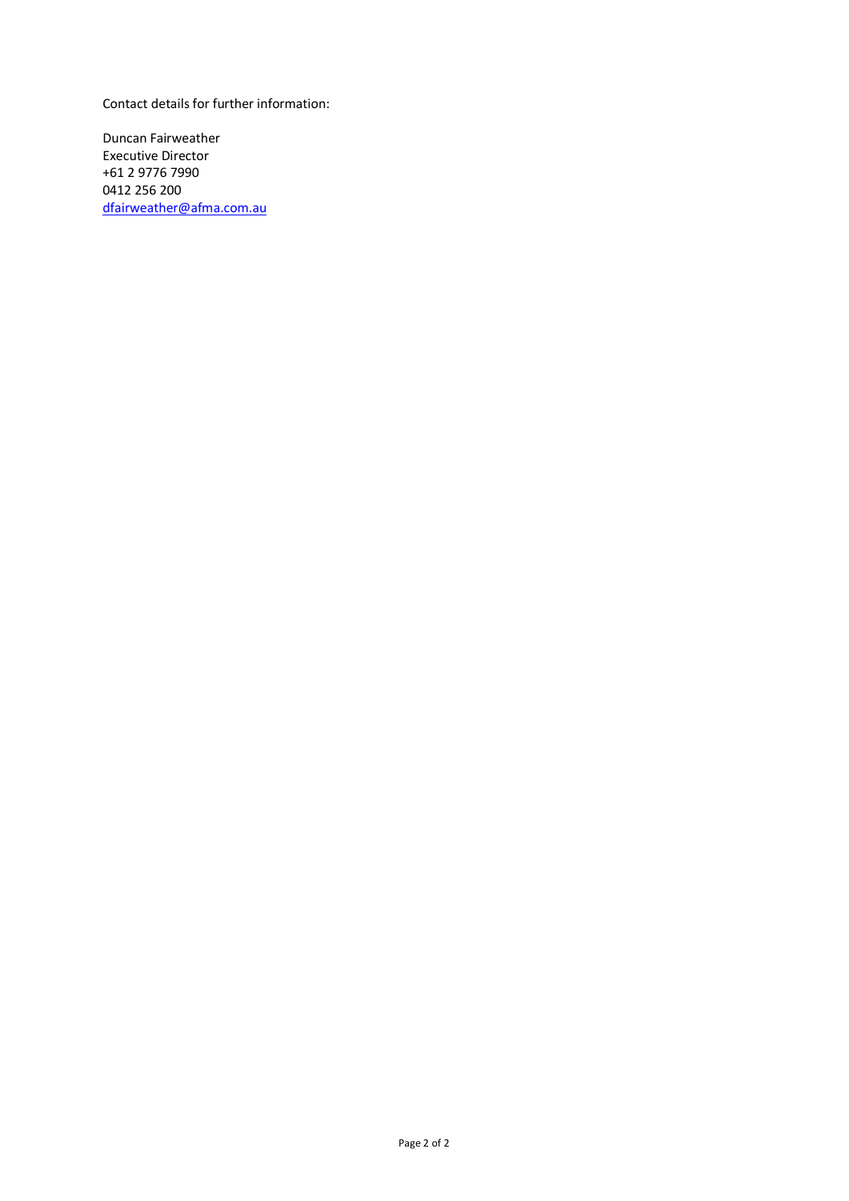Contact details for further information:

Duncan Fairweather  
Executive Director  
+61 2 9776 7990  
0412 256 200  
dfairweather@afma.com.au